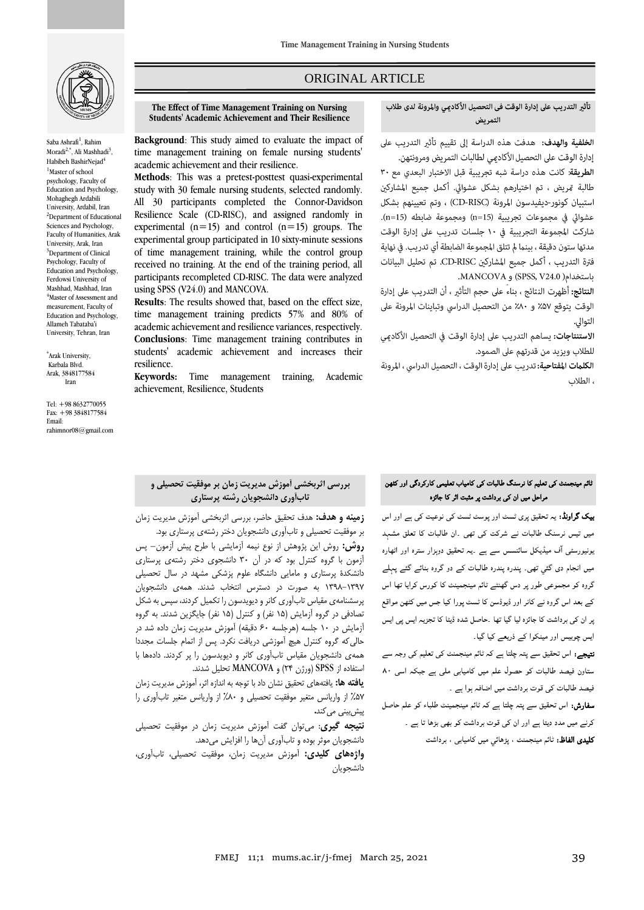# ORIGINAL ARTICLE

Saba Ashrafi[1], Rahim Moradi[2,*], Ali Mashhadi[3], Habibeh BashirNejad[4]

[1]Master of school psychology, Faculty of Education and Psychology, Mohaghegh Ardabili University, Ardabil, Iran

[2]Department of Educational Sciences and Psychology, Faculty of Humanities, Arak University, Arak, Iran

[3]Department of Clinical Psychology, Faculty of Education and Psychology, Ferdowsi University of Mashhad, Mashhad, Iran

[4]Master of Assessment and measurement, Faculty of Education and Psychology, Allameh Tabataba'i University, Tehran, Iran

*Arak University, Karbala Blvd. Arak, 3848177584 Iran

Tel: +98 8632770055
Fax: +98 3848177584
Email: rahimnor08@gmail.com

## The Effect of Time Management Training on Nursing Students' Academic Achievement and Their Resilience

**Background**: This study aimed to evaluate the impact of time management training on female nursing students' academic achievement and their resilience.

**Methods**: This was a pretest-posttest quasi-experimental study with 30 female nursing students, selected randomly. All 30 participants completed the Connor-Davidson Resilience Scale (CD-RISC), and assigned randomly in experimental (n=15) and control (n=15) groups. The experimental group participated in 10 sixty-minute sessions of time management training, while the control group received no training. At the end of the training period, all participants recompleted CD-RISC. The data were analyzed using SPSS (V24.0) and MANCOVA.

**Results**: The results showed that, based on the effect size, time management training predicts 57% and 80% of academic achievement and resilience variances, respectively.

**Conclusions**: Time management training contributes in students' academic achievement and increases their resilience.

**Keywords:** Time management training, Academic achievement, Resilience, Students

## تأثير التدريب على إدارة الوقت فى التحصيل الأكاديمي والمرونة لدى طلاب التمريض

**الخلفية والهدف:** هدفت هذه الدراسة إلى تقييم تأثير التدريب على إدارة الوقت على التحصيل الأكاديمي لطالبات التمريض ومرونتهن.

**الطريقة:** كانت هذه دراسة شبه تجريبية قبل الاختبار البعدي مع ٣٠ طالبة تمريض ، تم اختيارهم بشكل عشوائي. أكمل جميع المشاركين استبيان كونور-ديفيدسون المرونة (CD-RISC) ، وتم تعيينهم بشكل عشوائي في مجموعات تجريبية (n=15) ومجموعة ضابطه (n=15). شاركت المجموعة التجريبية في ١٠ جلسات تدريب على إدارة الوقت مدتها ستون دقيقة ، بينما لم تتلق المجموعة الضابطة أي تدريب. في نهاية فترة التدريب ، أكمل جميع المشاركين CD-RISC. تم تحليل البيانات باستخدام( SPSS, V24.0) و MANCOVA.

**النتائج:** أظهرت النتائج ، بناءً على حجم التأثير ، أن التدريب على إدارة الوقت يتوقع ٥٧٪ و ٨٠٪ من التحصيل الدراسي وتباينات المرونة على التوالي.

**الاستنتاجات:** يساهم التدريب على إدارة الوقت في التحصيل الأكاديمي للطلاب ويزيد من قدرتهم على الصمود.

**الكلمات المفتاحية:** تدريب على إدارة الوقت ، التحصيل الدراسي ، المرونة ، الطلاب

## بررسی اثربخشی آموزش مدیریت زمان بر موفقیت تحصیلی و تاب‌آوری دانشجویان رشته پرستاری

**زمینه و هدف:** هدف تحقیق حاضر، بررسی اثربخشی آموزش مدیریت زمان بر موفقیت تحصیلی و تاب‌آوری دانشجویان دختر رشته‌ی پرستاری بود.

**روش:** روش این پژوهش از نوع نیمه آزمایشی با طرح پیش آزمون– پس آزمون با گروه کنترل بود که در آن ۳۰ دانشجوی دختر رشته‌ی پرستاری دانشکدهٔ پرستاری و مامایی دانشگاه علوم پزشکی مشهد در سال تحصیلی ۱۳۹۷–۱۳۹۸ به صورت در دسترس انتخاب شدند. همه‌ی دانشجویان پرسشنامه‌ی مقیاس تاب‌آوری کانر و دیویدسون را تکمیل کردند، سپس به شکل تصادفی در گروه آزمایش (۱۵ نفر) و کنترل (۱۵ نفر) جایگزین شدند. به گروه آزمایش در ۱۰ جلسه (هرجلسه ۶۰ دقیقه) آموزش مدیریت زمان داده شد در حالی‌که گروه کنترل هیچ آموزشی دریافت نکرد. پس از اتمام جلسات مجددا همه‌ی دانشجویان مقیاس تاب‌آوری کانر و دیویدسون را پر کردند. داده‌ها با استفاده از SPSS (ورژن ۲۴) و MANCOVA تحلیل شدند.

**یافته ها:** یافته‌های تحقیق نشان داد با توجه به اندازه اثر، آموزش مدیریت زمان ۵۷٪ از واریانس متغیر موفقیت تحصیلی و ۸۰٪ از واریانس متغیر تاب‌آوری را پیش‌بینی می‌کند.

**نتیجه گیری:** می‌توان گفت آموزش مدیریت زمان در موفقیت تحصیلی دانشجویان موثر بوده و تاب‌آوری آن‌ها را افزایش می‌دهد.

**واژه‌های کلیدی:** آموزش مدیریت زمان، موفقیت تحصیلی، تاب‌آوری، دانشجویان

## ٹائم مینجمنٹ کی تعلیم کا نرسنگ طالبات کی کامیاب تعلیمی کارکردگی اور کٹھن مراحل میں ان کی برداشت پر مثبت اثر کا جائزہ

**بیک گراونڈ:** یہ تحقیق پری ٹسٹ اور پوسٹ ٹسٹ کی نوعیت کی ہے اور اس میں تیس نرسنگ طالبات نے شرکت کی تھی ۔ان طالبات کا تعلق مشہد یونیورسٹی آف میڈیکل سائنسس سے ہے ۔یہ تحقیق دوہزار سترہ اور اٹھارہ میں انجام دی گئي تھی۔ پندرہ پندرہ طالبات کے دو گروہ بنائے گئے پہلے گروہ کو مجموعی طور پر دس گھنٹے ٹائم مینجمینٹ کا کورس کرایا تھا اس کے بعد اس گروہ نے کانر اور ڈیوڈسن کا ٹسٹ پورا کیا جس میں کٹھن مواقع پر ان کی برداشت کا جائزہ لیا گیا تھا ۔حاصل شدہ ڈیٹا کا تجزیہ ایس پی ایس ایس چوبیس اور مینکوا کے ذریعے کیا گیا۔

**نتیجے:** اس تحقیق سے پتہ چلتا ہے کہ ٹائم مینجمنٹ کی تعلیم کی وجہ سے ستاون فیصد طالبات کو حصول علم میں کامیابی ملی ہے جبکہ اسی ۸۰ فیصد طالبات کی قوت برداشت میں اضافہ ہوا ہے ۔

**سفارش:** اس تحقیق سے پتہ چلتا ہے کہ ٹائم مینجمنٹ طلباء کو علم حاصل کرنے میں مدد دیتا ہے اور ان کی قوت برداشت کو بھی بڑھا تا ہے ۔

**کلیدی الفاظ:** ٹائم مینجمنٹ ، پڑھائي میں کامیابی ، برداشت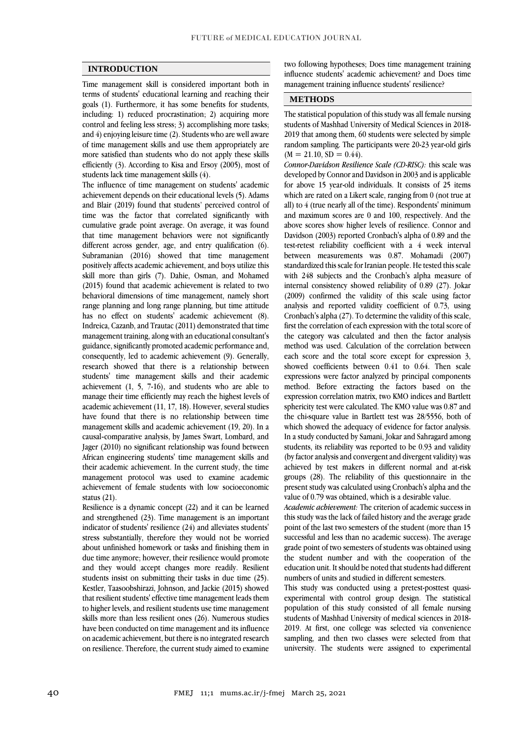## INTRODUCTION

Time management skill is considered important both in terms of students' educational learning and reaching their goals (1). Furthermore, it has some benefits for students, including: 1) reduced procrastination; 2) acquiring more control and feeling less stress; 3) accomplishing more tasks; and 4) enjoying leisure time (2). Students who are well aware of time management skills and use them appropriately are more satisfied than students who do not apply these skills efficiently (3). According to Kisa and Ersoy (2005), most of students lack time management skills (4).

The influence of time management on students' academic achievement depends on their educational levels (5). Adams and Blair (2019) found that students' perceived control of time was the factor that correlated significantly with cumulative grade point average. On average, it was found that time management behaviors were not significantly different across gender, age, and entry qualification (6). Subramanian (2016) showed that time management positively affects academic achievement, and boys utilize this skill more than girls (7). Dahie, Osman, and Mohamed (2015) found that academic achievement is related to two behavioral dimensions of time management, namely short range planning and long range planning, but time attitude has no effect on students' academic achievement (8). Indreica, Cazanb, and Trautac (2011) demonstrated that time management training, along with an educational consultant's guidance, significantly promoted academic performance and, consequently, led to academic achievement (9). Generally, research showed that there is a relationship between students' time management skills and their academic achievement (1, 5, 7-16), and students who are able to manage their time efficiently may reach the highest levels of academic achievement (11, 17, 18). However, several studies have found that there is no relationship between time management skills and academic achievement (19, 20). In a causal-comparative analysis, by James Swart, Lombard, and Jager (2010) no significant relationship was found between African engineering students' time management skills and their academic achievement. In the current study, the time management protocol was used to examine academic achievement of female students with low socioeconomic status (21).

Resilience is a dynamic concept (22) and it can be learned and strengthened (23). Time management is an important indicator of students' resilience (24) and alleviates students' stress substantially, therefore they would not be worried about unfinished homework or tasks and finishing them in due time anymore; however, their resilience would promote and they would accept changes more readily. Resilient students insist on submitting their tasks in due time (25). Kestler, Taasoobshirazi, Johnson, and Jackie (2015) showed that resilient students' effective time management leads them to higher levels, and resilient students use time management skills more than less resilient ones (26). Numerous studies have been conducted on time management and its influence on academic achievement, but there is no integrated research on resilience. Therefore, the current study aimed to examine two following hypotheses; Does time management training influence students' academic achievement? and Does time management training influence students' resilience?

## METHODS

The statistical population of this study was all female nursing students of Mashhad University of Medical Sciences in 2018-2019 that among them, 60 students were selected by simple random sampling. The participants were 20-23 year-old girls ($M = 21.10$, $SD = 0.44$).

*Connor-Davidson Resilience Scale (CD-RISC):* this scale was developed by Connor and Davidson in 2003 and is applicable for above 15 year-old individuals. It consists of 25 items which are rated on a Likert scale, ranging from 0 (not true at all) to 4 (true nearly all of the time). Respondents' minimum and maximum scores are 0 and 100, respectively. And the above scores show higher levels of resilience. Connor and Davidson (2003) reported Cronbach's alpha of 0.89 and the test-retest reliability coefficient with a 4 week interval between measurements was 0.87. Mohamadi (2007) standardized this scale for Iranian people. He tested this scale with 248 subjects and the Cronbach's alpha measure of internal consistency showed reliability of 0.89 (27). Jokar (2009) confirmed the validity of this scale using factor analysis and reported validity coefficient of 0.73, using Cronbach's alpha (27). To determine the validity of this scale, first the correlation of each expression with the total score of the category was calculated and then the factor analysis method was used. Calculation of the correlation between each score and the total score except for expression 3, showed coefficients between 0.41 to 0.64. Then scale expressions were factor analyzed by principal components method. Before extracting the factors based on the expression correlation matrix, two KMO indices and Bartlett sphericity test were calculated. The KMO value was 0.87 and the chi-square value in Bartlett test was 28/5556, both of which showed the adequacy of evidence for factor analysis. In a study conducted by Samani, Jokar and Sahragard among students, its reliability was reported to be 0.93 and validity (by factor analysis and convergent and divergent validity) was achieved by test makers in different normal and at-risk groups (28). The reliability of this questionnaire in the present study was calculated using Cronbach's alpha and the value of 0.79 was obtained, which is a desirable value.

*Academic achievement:* The criterion of academic success in this study was the lack of failed history and the average grade point of the last two semesters of the student (more than 15 successful and less than no academic success). The average grade point of two semesters of students was obtained using the student number and with the cooperation of the education unit. It should be noted that students had different numbers of units and studied in different semesters.

This study was conducted using a pretest-posttest quasi-experimental with control group design. The statistical population of this study consisted of all female nursing students of Mashhad University of medical sciences in 2018-2019. At first, one college was selected via convenience sampling, and then two classes were selected from that university. The students were assigned to experimental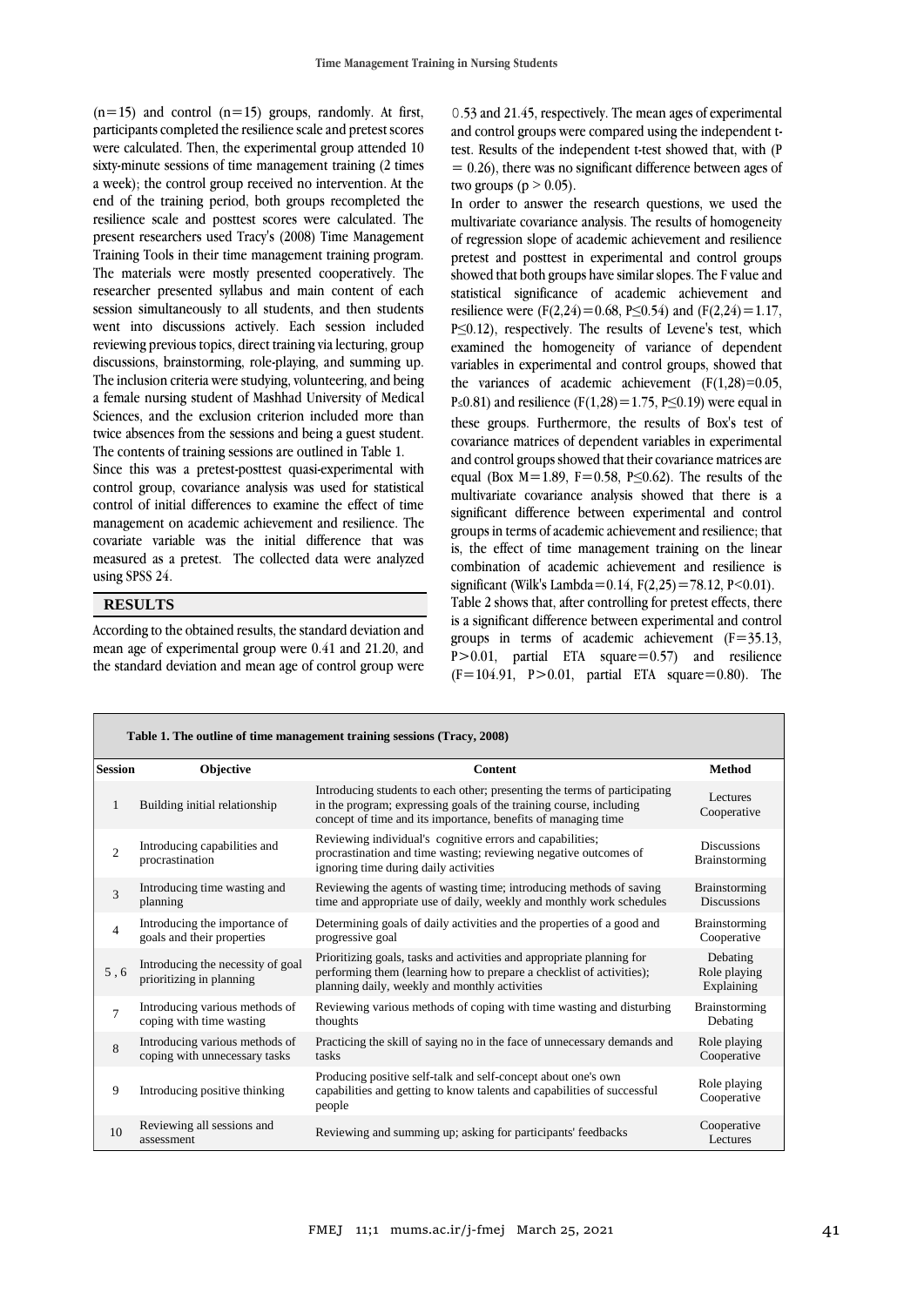(n=15) and control (n=15) groups, randomly. At first, participants completed the resilience scale and pretest scores were calculated. Then, the experimental group attended 10 sixty-minute sessions of time management training (2 times a week); the control group received no intervention. At the end of the training period, both groups recompleted the resilience scale and posttest scores were calculated. The present researchers used Tracy's (2008) Time Management Training Tools in their time management training program. The materials were mostly presented cooperatively. The researcher presented syllabus and main content of each session simultaneously to all students, and then students went into discussions actively. Each session included reviewing previous topics, direct training via lecturing, group discussions, brainstorming, role-playing, and summing up. The inclusion criteria were studying, volunteering, and being a female nursing student of Mashhad University of Medical Sciences, and the exclusion criterion included more than twice absences from the sessions and being a guest student. The contents of training sessions are outlined in Table 1.

Since this was a pretest-posttest quasi-experimental with control group, covariance analysis was used for statistical control of initial differences to examine the effect of time management on academic achievement and resilience. The covariate variable was the initial difference that was measured as a pretest. The collected data were analyzed using SPSS 24.

## RESULTS

According to the obtained results, the standard deviation and mean age of experimental group were 0.41 and 21.20, and the standard deviation and mean age of control group were 0.53 and 21.45, respectively. The mean ages of experimental and control groups were compared using the independent t-test. Results of the independent t-test showed that, with ($P = 0.26$), there was no significant difference between ages of two groups ($p > 0.05$).

In order to answer the research questions, we used the multivariate covariance analysis. The results of homogeneity of regression slope of academic achievement and resilience pretest and posttest in experimental and control groups showed that both groups have similar slopes. The F value and statistical significance of academic achievement and resilience were ($F(2,24)=0.68$, $P\leq0.54$) and ($F(2,24)=1.17$, $P\leq0.12$), respectively. The results of Levene's test, which examined the homogeneity of variance of dependent variables in experimental and control groups, showed that the variances of academic achievement ($F(1,28)=0.05$, $P\leq0.81$) and resilience ($F(1,28)=1.75$, $P\leq0.19$) were equal in these groups. Furthermore, the results of Box's test of covariance matrices of dependent variables in experimental and control groups showed that their covariance matrices are equal (Box $M=1.89$, $F=0.58$, $P\leq0.62$). The results of the multivariate covariance analysis showed that there is a significant difference between experimental and control groups in terms of academic achievement and resilience; that is, the effect of time management training on the linear combination of academic achievement and resilience is significant (Wilk's Lambda$=0.14$, $F(2,25)=78.12$, $P<0.01$).

Table 2 shows that, after controlling for pretest effects, there is a significant difference between experimental and control groups in terms of academic achievement ($F=35.13$, $P>0.01$, partial ETA square$=0.57$) and resilience ($F=104.91$, $P>0.01$, partial ETA square$=0.80$). The

**Table 1. The outline of time management training sessions (Tracy, 2008)**

| Session | Objective | Content | Method |
|---|---|---|---|
| 1 | Building initial relationship | Introducing students to each other; presenting the terms of participating in the program; expressing goals of the training course, including concept of time and its importance, benefits of managing time | Lectures Cooperative |
| 2 | Introducing capabilities and procrastination | Reviewing individual's cognitive errors and capabilities; procrastination and time wasting; reviewing negative outcomes of ignoring time during daily activities | Discussions Brainstorming |
| 3 | Introducing time wasting and planning | Reviewing the agents of wasting time; introducing methods of saving time and appropriate use of daily, weekly and monthly work schedules | Brainstorming Discussions |
| 4 | Introducing the importance of goals and their properties | Determining goals of daily activities and the properties of a good and progressive goal | Brainstorming Cooperative |
| 5 , 6 | Introducing the necessity of goal prioritizing in planning | Prioritizing goals, tasks and activities and appropriate planning for performing them (learning how to prepare a checklist of activities); planning daily, weekly and monthly activities | Debating Role playing Explaining |
| 7 | Introducing various methods of coping with time wasting | Reviewing various methods of coping with time wasting and disturbing thoughts | Brainstorming Debating |
| 8 | Introducing various methods of coping with unnecessary tasks | Practicing the skill of saying no in the face of unnecessary demands and tasks | Role playing Cooperative |
| 9 | Introducing positive thinking | Producing positive self-talk and self-concept about one's own capabilities and getting to know talents and capabilities of successful people | Role playing Cooperative |
| 10 | Reviewing all sessions and assessment | Reviewing and summing up; asking for participants' feedbacks | Cooperative Lectures |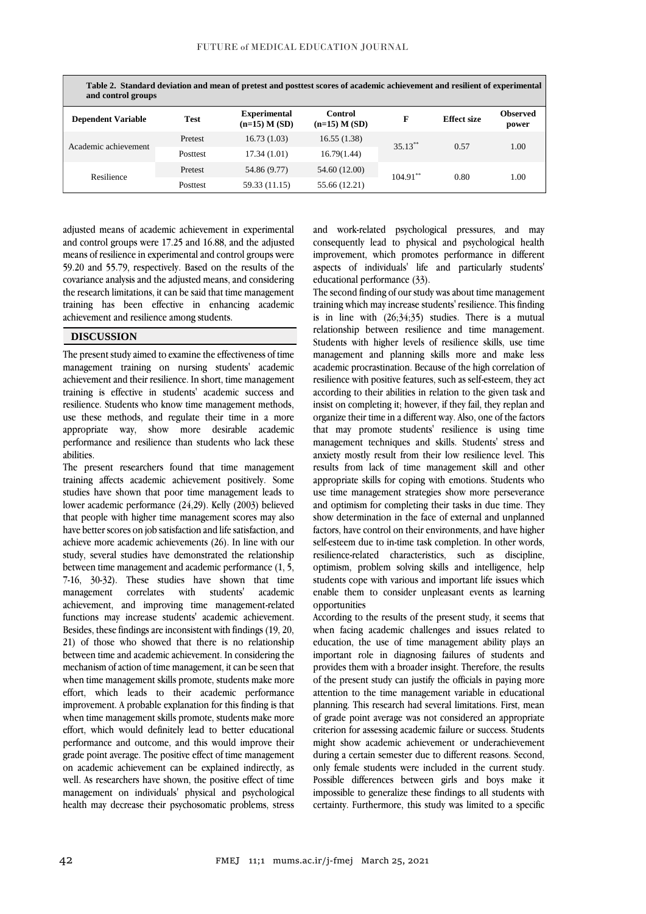**Table 2. Standard deviation and mean of pretest and posttest scores of academic achievement and resilient of experimental and control groups**

| Dependent Variable | Test | Experimental (n=15) M (SD) | Control (n=15) M (SD) | F | Effect size | Observed power |
|---|---|---|---|---|---|---|
| Academic achievement | Pretest | 16.73 (1.03) | 16.55 (1.38) | 35.13** | 0.57 | 1.00 |
| | Posttest | 17.34 (1.01) | 16.79(1.44) | | | |
| Resilience | Pretest | 54.86 (9.77) | 54.60 (12.00) | 104.91** | 0.80 | 1.00 |
| | Posttest | 59.33 (11.15) | 55.66 (12.21) | | | |

adjusted means of academic achievement in experimental and control groups were 17.25 and 16.88, and the adjusted means of resilience in experimental and control groups were 59.20 and 55.79, respectively. Based on the results of the covariance analysis and the adjusted means, and considering the research limitations, it can be said that time management training has been effective in enhancing academic achievement and resilience among students.

## DISCUSSION

The present study aimed to examine the effectiveness of time management training on nursing students' academic achievement and their resilience. In short, time management training is effective in students' academic success and resilience. Students who know time management methods, use these methods, and regulate their time in a more appropriate way, show more desirable academic performance and resilience than students who lack these abilities.

The present researchers found that time management training affects academic achievement positively. Some studies have shown that poor time management leads to lower academic performance (24,29). Kelly (2003) believed that people with higher time management scores may also have better scores on job satisfaction and life satisfaction, and achieve more academic achievements (26). In line with our study, several studies have demonstrated the relationship between time management and academic performance (1, 5, 7-16, 30-32). These studies have shown that time management correlates with students' academic achievement, and improving time management-related functions may increase students' academic achievement. Besides, these findings are inconsistent with findings (19, 20, 21) of those who showed that there is no relationship between time and academic achievement. In considering the mechanism of action of time management, it can be seen that when time management skills promote, students make more effort, which leads to their academic performance improvement. A probable explanation for this finding is that when time management skills promote, students make more effort, which would definitely lead to better educational performance and outcome, and this would improve their grade point average. The positive effect of time management on academic achievement can be explained indirectly, as well. As researchers have shown, the positive effect of time management on individuals' physical and psychological health may decrease their psychosomatic problems, stress and work-related psychological pressures, and may consequently lead to physical and psychological health improvement, which promotes performance in different aspects of individuals' life and particularly students' educational performance (33).

The second finding of our study was about time management training which may increase students' resilience. This finding is in line with (26;34;35) studies. There is a mutual relationship between resilience and time management. Students with higher levels of resilience skills, use time management and planning skills more and make less academic procrastination. Because of the high correlation of resilience with positive features, such as self-esteem, they act according to their abilities in relation to the given task and insist on completing it; however, if they fail, they replan and organize their time in a different way. Also, one of the factors that may promote students' resilience is using time management techniques and skills. Students' stress and anxiety mostly result from their low resilience level. This results from lack of time management skill and other appropriate skills for coping with emotions. Students who use time management strategies show more perseverance and optimism for completing their tasks in due time. They show determination in the face of external and unplanned factors, have control on their environments, and have higher self-esteem due to in-time task completion. In other words, resilience-related characteristics, such as discipline, optimism, problem solving skills and intelligence, help students cope with various and important life issues which enable them to consider unpleasant events as learning opportunities

According to the results of the present study, it seems that when facing academic challenges and issues related to education, the use of time management ability plays an important role in diagnosing failures of students and provides them with a broader insight. Therefore, the results of the present study can justify the officials in paying more attention to the time management variable in educational planning. This research had several limitations. First, mean of grade point average was not considered an appropriate criterion for assessing academic failure or success. Students might show academic achievement or underachievement during a certain semester due to different reasons. Second, only female students were included in the current study. Possible differences between girls and boys make it impossible to generalize these findings to all students with certainty. Furthermore, this study was limited to a specific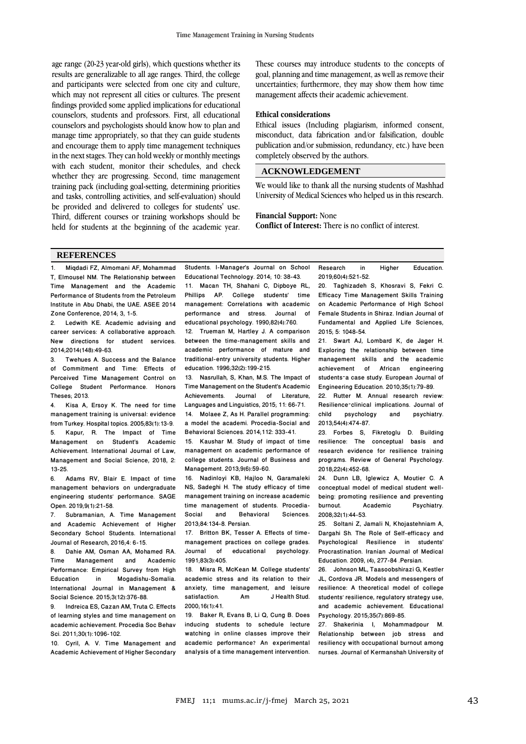age range (20-23 year-old girls), which questions whether its results are generalizable to all age ranges. Third, the college and participants were selected from one city and culture, which may not represent all cities or cultures. The present findings provided some applied implications for educational counselors, students and professors. First, all educational counselors and psychologists should know how to plan and manage time appropriately, so that they can guide students and encourage them to apply time management techniques in the next stages. They can hold weekly or monthly meetings with each student, monitor their schedules, and check whether they are progressing. Second, time management training pack (including goal-setting, determining priorities and tasks, controlling activities, and self-evaluation) should be provided and delivered to colleges for students' use. Third, different courses or training workshops should be held for students at the beginning of the academic year. These courses may introduce students to the concepts of goal, planning and time management, as well as remove their uncertainties; furthermore, they may show them how time management affects their academic achievement.

**Ethical considerations**

Ethical issues (Including plagiarism, informed consent, misconduct, data fabrication and/or falsification, double publication and/or submission, redundancy, etc.) have been completely observed by the authors.

## ACKNOWLEDGEMENT

We would like to thank all the nursing students of Mashhad University of Medical Sciences who helped us in this research.

**Financial Support:** None

**Conflict of Interest:** There is no conflict of interest.

## REFERENCES

1. Miqdadi FZ, Almomani AF, Mohammad T, Elmousel NM. The Relationship between Time Management and the Academic Performance of Students from the Petroleum Institute in Abu Dhabi, the UAE. ASEE 2014 Zone Conference, 2014; 3, 1-5.
2. Ledwith KE. Academic advising and career services: A collaborative approach. New directions for student services. 2014;2014(148):49-63.
3. Twehues A. Success and the Balance of Commitment and Time: Effects of Perceived Time Management Control on College Student Performance. Honors Theses; 2013.
4. Kisa A, Ersoy K. The need for time management training is universal: evidence from Turkey. Hospital topics. 2005;83(1):13-9.
5. Kapur, R. The Impact of Time Management on Student's Academic Achievement. International Journal of Law, Management and Social Science, 2018, 2: 13-25.
6. Adams RV, Blair E. Impact of time management behaviors on undergraduate engineering students' performance. SAGE Open. 2019;9(1):21-58.
7. Subramanian, A. Time Management and Academic Achievement of Higher Secondary School Students. International Journal of Research, 2016;4: 6-15.
8. Dahie AM, Osman AA, Mohamed RA. Time Management and Academic Performance: Empirical Survey from High Education in Mogadishu-Somalia. International Journal in Management & Social Science. 2015;3(12):376-88.
9. Indreica ES, Cazan AM, Truta C. Effects of learning styles and time management on academic achievement. Procedia Soc Behav Sci. 2011;30(1):1096-102.
10. Cyril, A. V. Time Management and Academic Achievement of Higher Secondary Students. I-Manager's Journal on School Educational Technology. 2014; 10: 38-43.
11. Macan TH, Shahani C, Dipboye RL, Phillips AP. College students' time management: Correlations with academic performance and stress. Journal of educational psychology. 1990;82(4):760.
12. Trueman M, Hartley J. A comparison between the time-management skills and academic performance of mature and traditional-entry university students. Higher education. 1996;32(2):199-215.
13. Nasrullah, S, Khan, M.S. The Impact of Time Management on the Student's Academic Achievements. Journal of Literature, Languages and Linguistics, 2015; 11: 66-71.
14. Molaee Z, As H. Parallel programming: a model the academi. Procedia-Social and Behavioral Sciences. 2014;112: 333-41.
15. Kaushar M. Study of impact of time management on academic performance of college students. Journal of Business and Management. 2013;9(6):59-60.
16. Nadinloyi KB, Hajloo N, Garamaleki NS, Sadeghi H. The study efficacy of time management training on increase academic time management of students. Procedia-Social and Behavioral Sciences. 2013;84:134-8. Persian.
17. Britton BK, Tesser A. Effects of time-management practices on college grades. Journal of educational psychology. 1991;83(3):405.
18. Misra R, McKean M. College students' academic stress and its relation to their anxiety, time management, and leisure satisfaction. Am J Health Stud. 2000;16(1):41.
19. Baker R, Evans B, Li Q, Cung B. Does inducing students to schedule lecture watching in online classes improve their academic performance? An experimental analysis of a time management intervention. Research in Higher Education. 2019;60(4):521-52.
20. Taghizadeh S, Khosravi S, Fekri C. Efficacy Time Management Skills Training on Academic Performance of High School Female Students in Shiraz. Indian Journal of Fundamental and Applied Life Sciences, 2015; 5: 1048-54.
21. Swart AJ, Lombard K, de Jager H. Exploring the relationship between time management skills and the academic achievement of African engineering students-a case study. European Journal of Engineering Education. 2010;35(1):79-89.
22. Rutter M. Annual research review: Resilience-clinical implications. Journal of child psychology and psychiatry. 2013;54(4):474-87.
23. Forbes S, Fikretoglu D. Building resilience: The conceptual basis and research evidence for resilience training programs. Review of General Psychology. 2018;22(4):452-68.
24. Dunn LB, Iglewicz A, Moutier C. A conceptual model of medical student well-being: promoting resilience and preventing burnout. Academic Psychiatry. 2008;32(1):44-53.
25. Soltani Z, Jamali N, Khojastehniam A, Dargahi Sh. The Role of Self-efficacy and Psychological Resilience in students' Procrastination. Iranian Journal of Medical Education. 2009, (4), 277-84 .Persian.
26. Johnson ML, Taasoobshirazi G, Kestler JL, Cordova JR. Models and messengers of resilience: A theoretical model of college students' resilience, regulatory strategy use, and academic achievement. Educational Psychology. 2015;35(7):869-85.
27. Shakerinia I, Mohammadpour M. Relationship between job stress and resiliency with occupational burnout among nurses. Journal of Kermanshah University of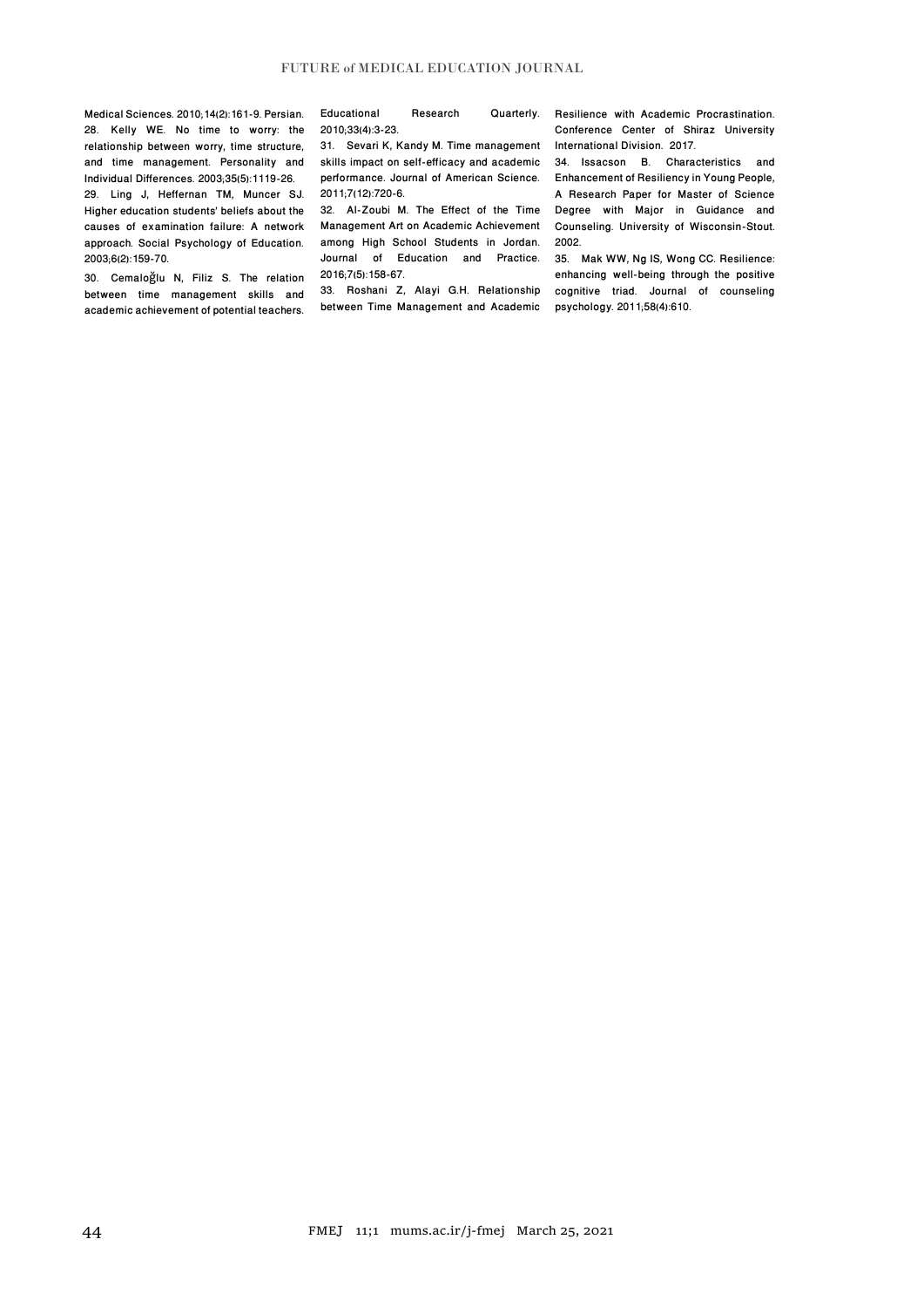Medical Sciences. 2010;14(2):161-9. Persian.

28. Kelly WE. No time to worry: the relationship between worry, time structure, and time management. Personality and Individual Differences. 2003;35(5):1119-26.

29. Ling J, Heffernan TM, Muncer SJ. Higher education students' beliefs about the causes of examination failure: A network approach. Social Psychology of Education. 2003;6(2):159-70.

30. Cemaloğlu N, Filiz S. The relation between time management skills and academic achievement of potential teachers. Educational Research Quarterly. 2010;33(4):3-23.

31. Sevari K, Kandy M. Time management skills impact on self-efficacy and academic performance. Journal of American Science. 2011;7(12):720-6.

32. Al-Zoubi M. The Effect of the Time Management Art on Academic Achievement among High School Students in Jordan. Journal of Education and Practice. 2016;7(5):158-67.

33. Roshani Z, Alayi G.H. Relationship between Time Management and Academic Resilience with Academic Procrastination. Conference Center of Shiraz University International Division. 2017.

34. Issacson B. Characteristics and Enhancement of Resiliency in Young People, A Research Paper for Master of Science Degree with Major in Guidance and Counseling. University of Wisconsin-Stout. 2002.

35. Mak WW, Ng IS, Wong CC. Resilience: enhancing well-being through the positive cognitive triad. Journal of counseling psychology. 2011;58(4):610.